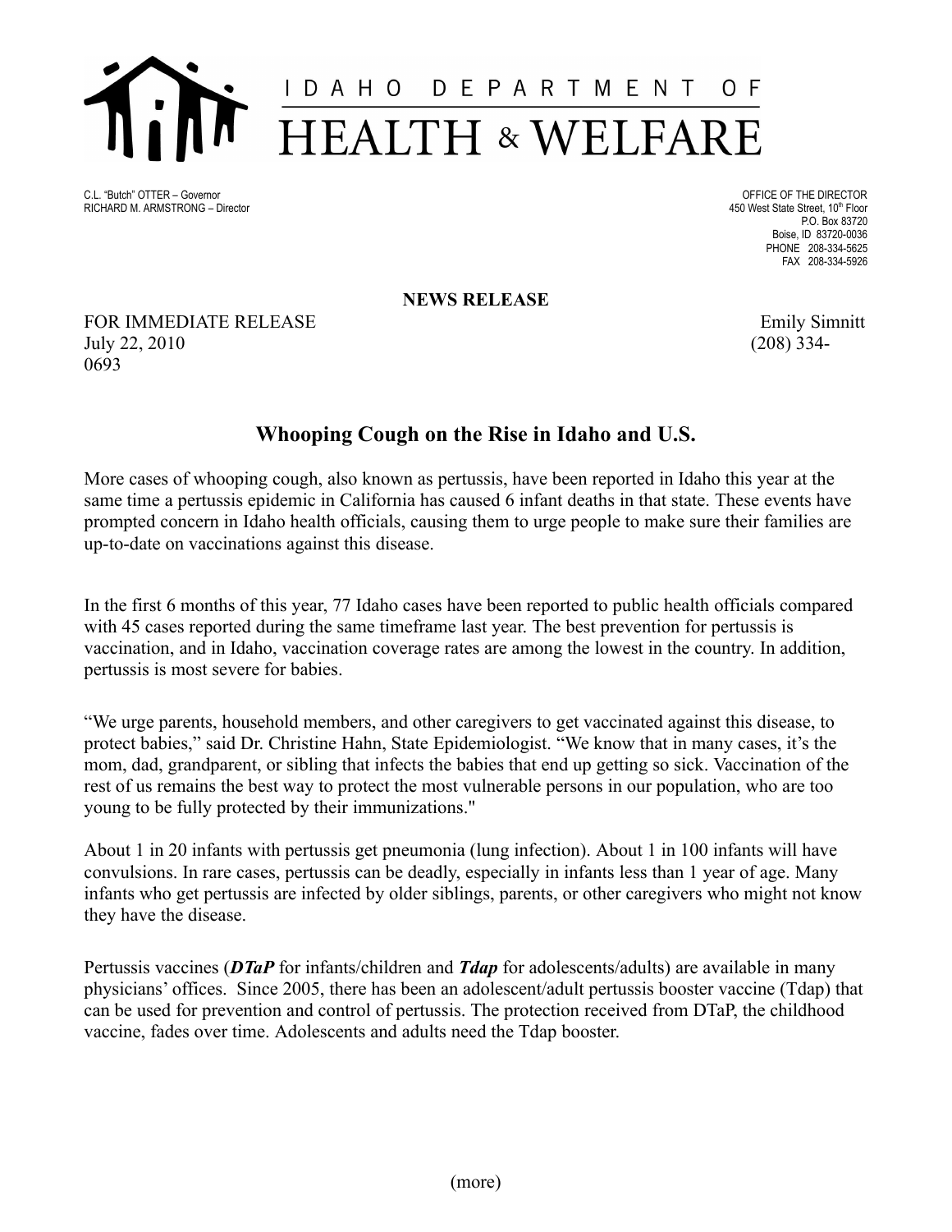IDAHO DEPARTMENT OF
HEALTH & WELFARE

C.L. "Butch" OTTER – Governor
RICHARD M. ARMSTRONG – Director

OFFICE OF THE DIRECTOR
450 West State Street, 10th Floor
P.O. Box 83720
Boise, ID 83720-0036
PHONE 208-334-5625
FAX 208-334-5926

**NEWS RELEASE**

FOR IMMEDIATE RELEASE
July 22, 2010

Emily Simnitt
(208) 334-0693

## Whooping Cough on the Rise in Idaho and U.S.

More cases of whooping cough, also known as pertussis, have been reported in Idaho this year at the same time a pertussis epidemic in California has caused 6 infant deaths in that state. These events have prompted concern in Idaho health officials, causing them to urge people to make sure their families are up-to-date on vaccinations against this disease.

In the first 6 months of this year, 77 Idaho cases have been reported to public health officials compared with 45 cases reported during the same timeframe last year. The best prevention for pertussis is vaccination, and in Idaho, vaccination coverage rates are among the lowest in the country. In addition, pertussis is most severe for babies.

"We urge parents, household members, and other caregivers to get vaccinated against this disease, to protect babies," said Dr. Christine Hahn, State Epidemiologist. "We know that in many cases, it's the mom, dad, grandparent, or sibling that infects the babies that end up getting so sick. Vaccination of the rest of us remains the best way to protect the most vulnerable persons in our population, who are too young to be fully protected by their immunizations."

About 1 in 20 infants with pertussis get pneumonia (lung infection). About 1 in 100 infants will have convulsions. In rare cases, pertussis can be deadly, especially in infants less than 1 year of age. Many infants who get pertussis are infected by older siblings, parents, or other caregivers who might not know they have the disease.

Pertussis vaccines (***DTaP*** for infants/children and ***Tdap*** for adolescents/adults) are available in many physicians' offices. Since 2005, there has been an adolescent/adult pertussis booster vaccine (Tdap) that can be used for prevention and control of pertussis. The protection received from DTaP, the childhood vaccine, fades over time. Adolescents and adults need the Tdap booster.

(more)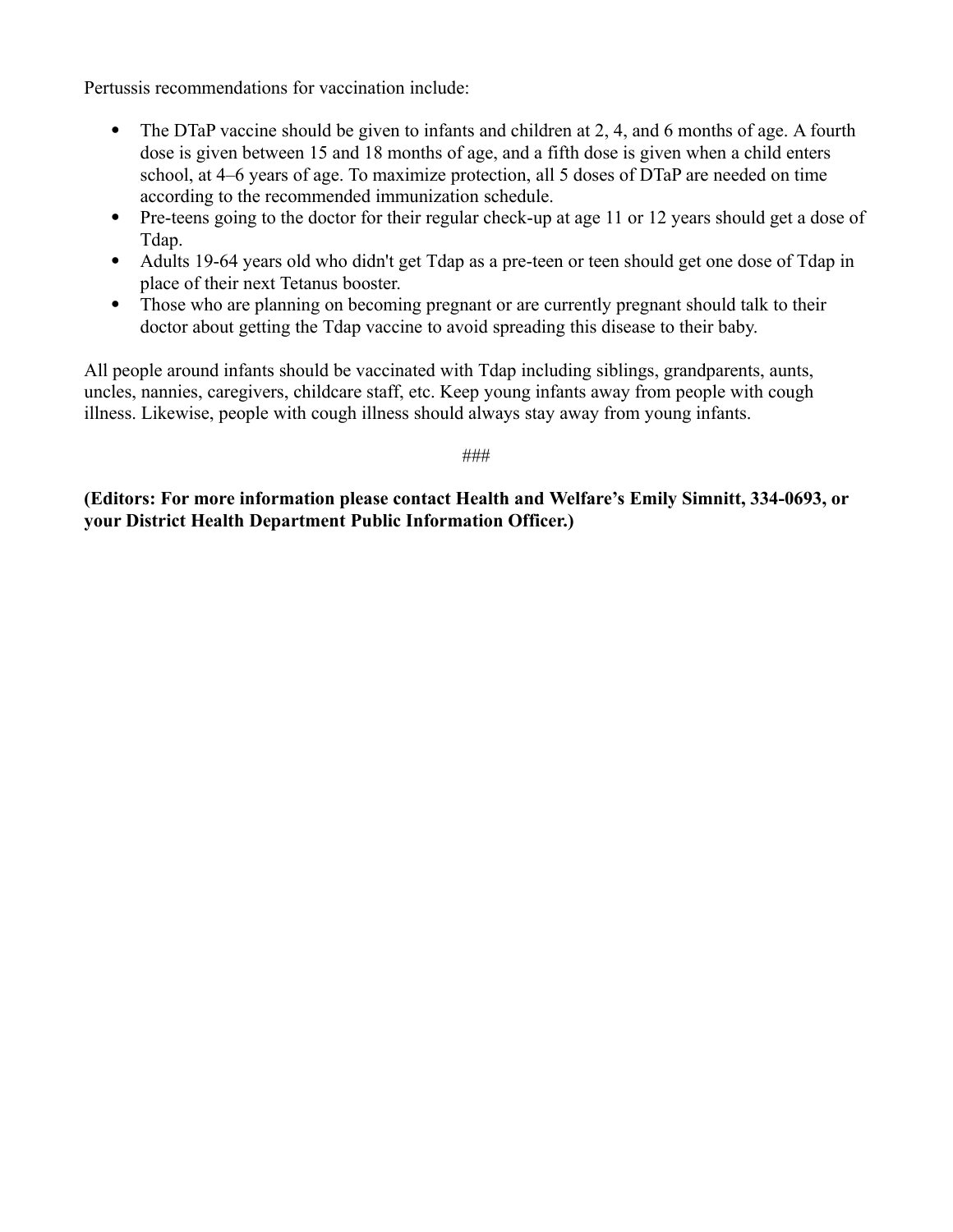Pertussis recommendations for vaccination include:

- The DTaP vaccine should be given to infants and children at 2, 4, and 6 months of age. A fourth dose is given between 15 and 18 months of age, and a fifth dose is given when a child enters school, at 4–6 years of age. To maximize protection, all 5 doses of DTaP are needed on time according to the recommended immunization schedule.
- Pre-teens going to the doctor for their regular check-up at age 11 or 12 years should get a dose of Tdap.
- Adults 19-64 years old who didn't get Tdap as a pre-teen or teen should get one dose of Tdap in place of their next Tetanus booster.
- Those who are planning on becoming pregnant or are currently pregnant should talk to their doctor about getting the Tdap vaccine to avoid spreading this disease to their baby.

All people around infants should be vaccinated with Tdap including siblings, grandparents, aunts, uncles, nannies, caregivers, childcare staff, etc. Keep young infants away from people with cough illness. Likewise, people with cough illness should always stay away from young infants.

###

**(Editors: For more information please contact Health and Welfare's Emily Simnitt, 334-0693, or your District Health Department Public Information Officer.)**